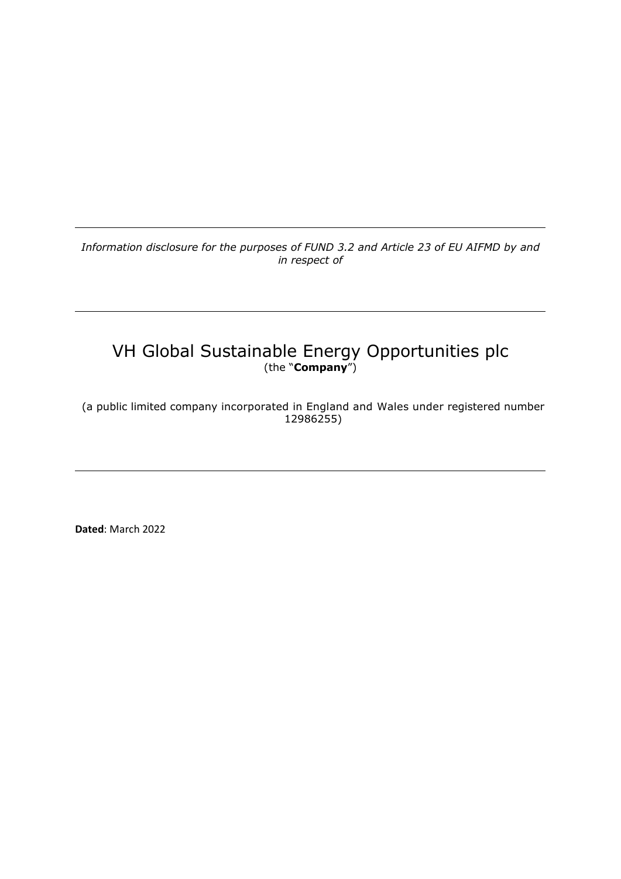---

*Information disclosure for the purposes of FUND 3.2 and Article 23 of EU AIFMD by and in respect of*

---

# VH Global Sustainable Energy Opportunities plc

(the "**Company**")

(a public limited company incorporated in England and Wales under registered number 12986255)

---

**Dated**: March 2022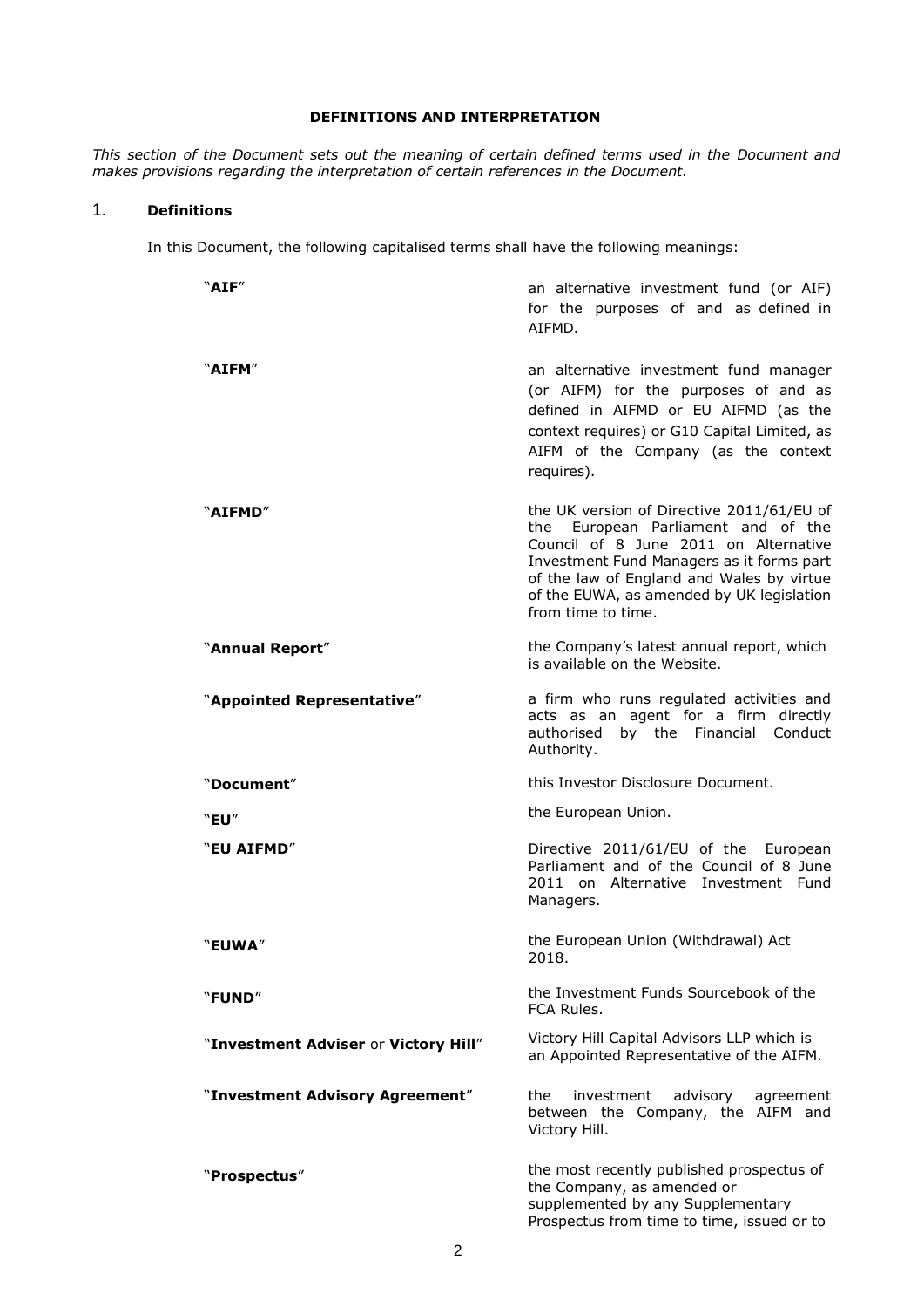## DEFINITIONS AND INTERPRETATION

*This section of the Document sets out the meaning of certain defined terms used in the Document and makes provisions regarding the interpretation of certain references in the Document.*

### 1. Definitions

In this Document, the following capitalised terms shall have the following meanings:

| | |
|---|---|
| "**AIF**" | an alternative investment fund (or AIF) for the purposes of and as defined in AIFMD. |
| "**AIFM**" | an alternative investment fund manager (or AIFM) for the purposes of and as defined in AIFMD or EU AIFMD (as the context requires) or G10 Capital Limited, as AIFM of the Company (as the context requires). |
| "**AIFMD**" | the UK version of Directive 2011/61/EU of the European Parliament and of the Council of 8 June 2011 on Alternative Investment Fund Managers as it forms part of the law of England and Wales by virtue of the EUWA, as amended by UK legislation from time to time. |
| "**Annual Report**" | the Company's latest annual report, which is available on the Website. |
| "**Appointed Representative**" | a firm who runs regulated activities and acts as an agent for a firm directly authorised by the Financial Conduct Authority. |
| "**Document**" | this Investor Disclosure Document. |
| "**EU**" | the European Union. |
| "**EU AIFMD**" | Directive 2011/61/EU of the European Parliament and of the Council of 8 June 2011 on Alternative Investment Fund Managers. |
| "**EUWA**" | the European Union (Withdrawal) Act 2018. |
| "**FUND**" | the Investment Funds Sourcebook of the FCA Rules. |
| "**Investment Adviser** or **Victory Hill**" | Victory Hill Capital Advisors LLP which is an Appointed Representative of the AIFM. |
| "**Investment Advisory Agreement**" | the investment advisory agreement between the Company, the AIFM and Victory Hill. |
| "**Prospectus**" | the most recently published prospectus of the Company, as amended or supplemented by any Supplementary Prospectus from time to time, issued or to |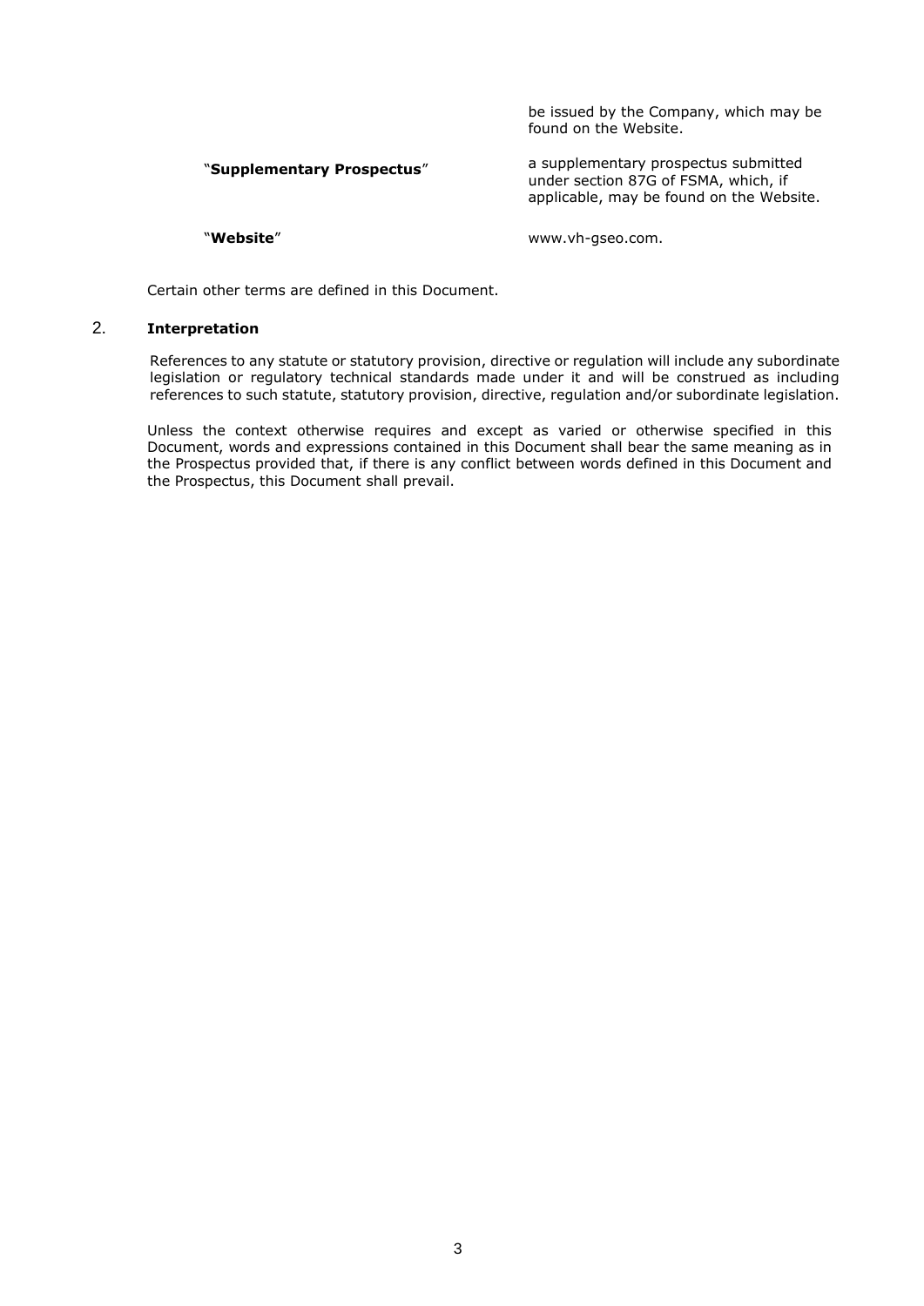| | |
|---|---|
| | be issued by the Company, which may be found on the Website. |
| "**Supplementary Prospectus**" | a supplementary prospectus submitted under section 87G of FSMA, which, if applicable, may be found on the Website. |
| "**Website**" | www.vh-gseo.com. |

Certain other terms are defined in this Document.

## 2. Interpretation

References to any statute or statutory provision, directive or regulation will include any subordinate legislation or regulatory technical standards made under it and will be construed as including references to such statute, statutory provision, directive, regulation and/or subordinate legislation.

Unless the context otherwise requires and except as varied or otherwise specified in this Document, words and expressions contained in this Document shall bear the same meaning as in the Prospectus provided that, if there is any conflict between words defined in this Document and the Prospectus, this Document shall prevail.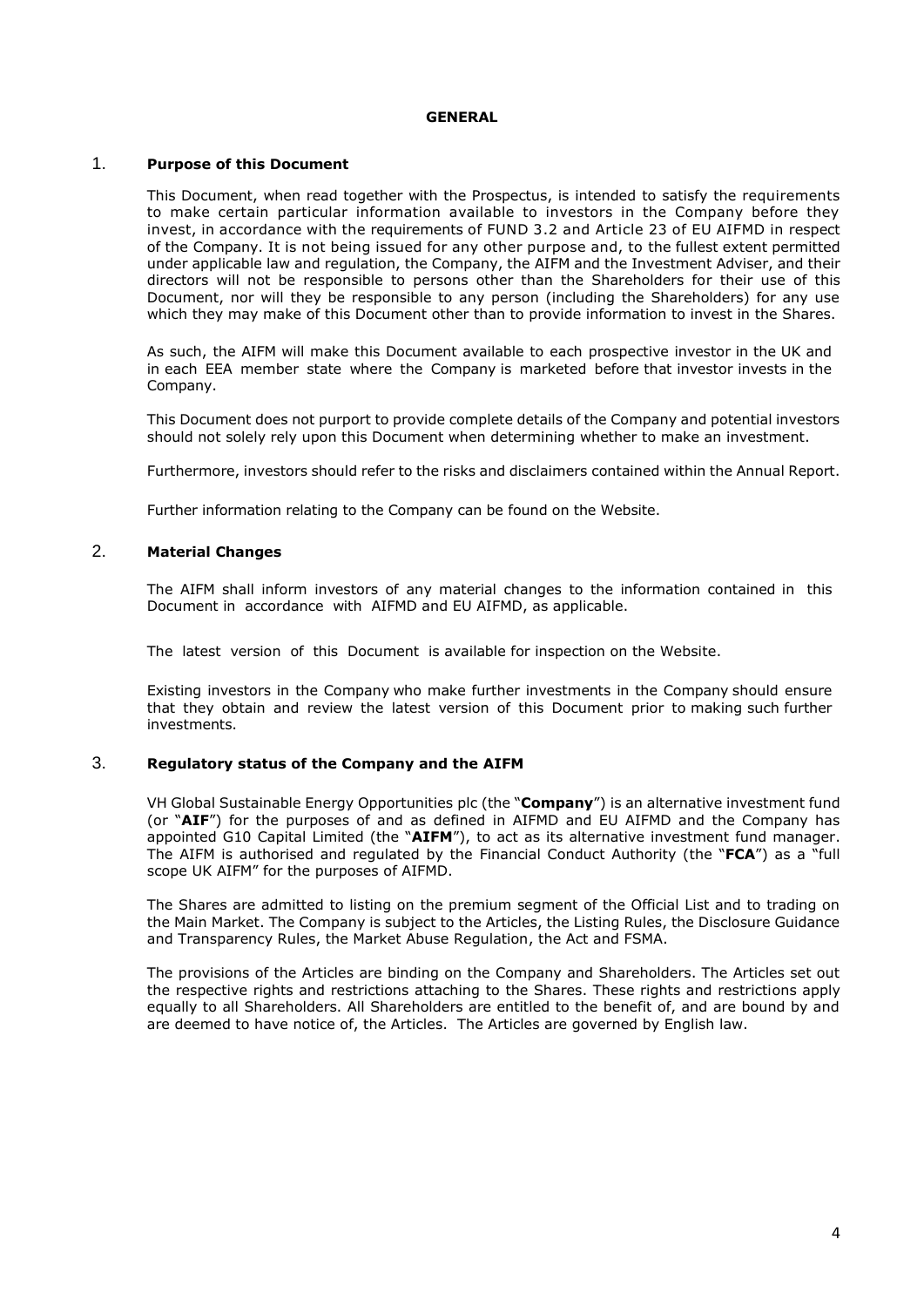# GENERAL

## 1. Purpose of this Document

This Document, when read together with the Prospectus, is intended to satisfy the requirements to make certain particular information available to investors in the Company before they invest, in accordance with the requirements of FUND 3.2 and Article 23 of EU AIFMD in respect of the Company. It is not being issued for any other purpose and, to the fullest extent permitted under applicable law and regulation, the Company, the AIFM and the Investment Adviser, and their directors will not be responsible to persons other than the Shareholders for their use of this Document, nor will they be responsible to any person (including the Shareholders) for any use which they may make of this Document other than to provide information to invest in the Shares.

As such, the AIFM will make this Document available to each prospective investor in the UK and in each EEA member state where the Company is marketed before that investor invests in the Company.

This Document does not purport to provide complete details of the Company and potential investors should not solely rely upon this Document when determining whether to make an investment.

Furthermore, investors should refer to the risks and disclaimers contained within the Annual Report.

Further information relating to the Company can be found on the Website.

## 2. Material Changes

The AIFM shall inform investors of any material changes to the information contained in this Document in accordance with AIFMD and EU AIFMD, as applicable.

The latest version of this Document is available for inspection on the Website.

Existing investors in the Company who make further investments in the Company should ensure that they obtain and review the latest version of this Document prior to making such further investments.

## 3. Regulatory status of the Company and the AIFM

VH Global Sustainable Energy Opportunities plc (the "**Company**") is an alternative investment fund (or "**AIF**") for the purposes of and as defined in AIFMD and EU AIFMD and the Company has appointed G10 Capital Limited (the "**AIFM**"), to act as its alternative investment fund manager. The AIFM is authorised and regulated by the Financial Conduct Authority (the "**FCA**") as a "full scope UK AIFM" for the purposes of AIFMD.

The Shares are admitted to listing on the premium segment of the Official List and to trading on the Main Market. The Company is subject to the Articles, the Listing Rules, the Disclosure Guidance and Transparency Rules, the Market Abuse Regulation, the Act and FSMA.

The provisions of the Articles are binding on the Company and Shareholders. The Articles set out the respective rights and restrictions attaching to the Shares. These rights and restrictions apply equally to all Shareholders. All Shareholders are entitled to the benefit of, and are bound by and are deemed to have notice of, the Articles. The Articles are governed by English law.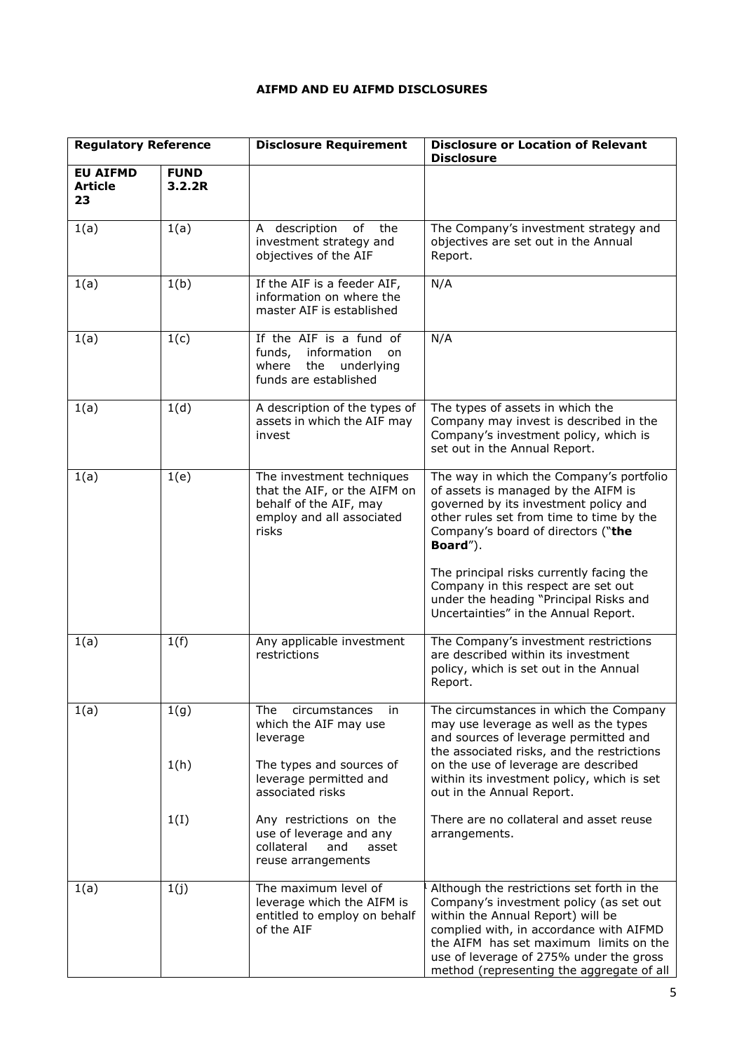**AIFMD AND EU AIFMD DISCLOSURES**

| Regulatory Reference | | Disclosure Requirement | Disclosure or Location of Relevant Disclosure |
|---|---|---|---|
| **EU AIFMD Article 23** | **FUND 3.2.2R** | | |
| 1(a) | 1(a) | A description of the investment strategy and objectives of the AIF | The Company's investment strategy and objectives are set out in the Annual Report. |
| 1(a) | 1(b) | If the AIF is a feeder AIF, information on where the master AIF is established | N/A |
| 1(a) | 1(c) | If the AIF is a fund of funds, information on where the underlying funds are established | N/A |
| 1(a) | 1(d) | A description of the types of assets in which the AIF may invest | The types of assets in which the Company may invest is described in the Company's investment policy, which is set out in the Annual Report. |
| 1(a) | 1(e) | The investment techniques that the AIF, or the AIFM on behalf of the AIF, may employ and all associated risks | The way in which the Company's portfolio of assets is managed by the AIFM is governed by its investment policy and other rules set from time to time by the Company's board of directors ("**the Board**").<br><br>The principal risks currently facing the Company in this respect are set out under the heading "Principal Risks and Uncertainties" in the Annual Report. |
| 1(a) | 1(f) | Any applicable investment restrictions | The Company's investment restrictions are described within its investment policy, which is set out in the Annual Report. |
| 1(a) | 1(g)<br><br>1(h)<br><br>1(I) | The circumstances in which the AIF may use leverage<br><br>The types and sources of leverage permitted and associated risks<br><br>Any restrictions on the use of leverage and any collateral and asset reuse arrangements | The circumstances in which the Company may use leverage as well as the types and sources of leverage permitted and the associated risks, and the restrictions on the use of leverage are described within its investment policy, which is set out in the Annual Report.<br><br>There are no collateral and asset reuse arrangements. |
| 1(a) | 1(j) | The maximum level of leverage which the AIFM is entitled to employ on behalf of the AIF | Although the restrictions set forth in the Company's investment policy (as set out within the Annual Report) will be complied with, in accordance with AIFMD the AIFM has set maximum limits on the use of leverage of 275% under the gross method (representing the aggregate of all |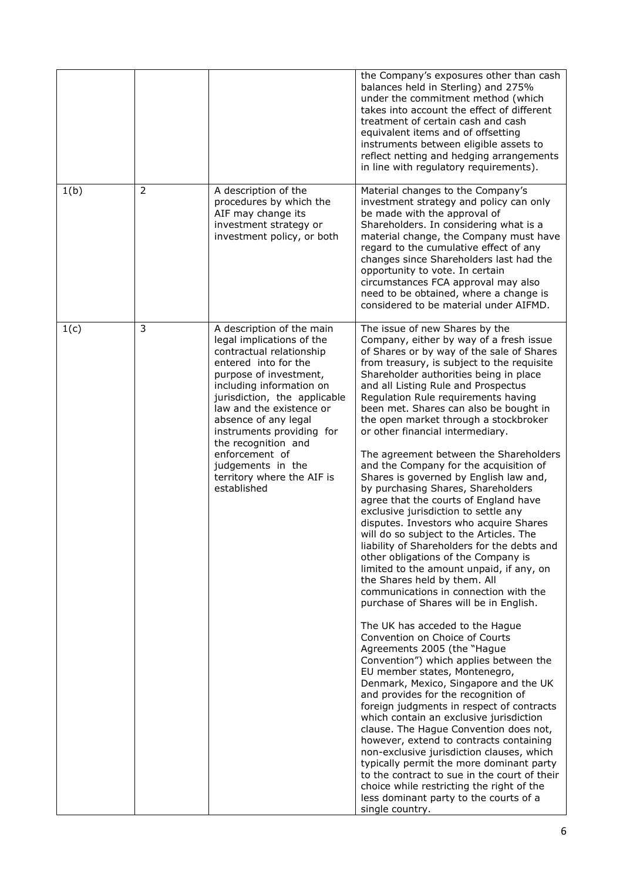|  |  |  | the Company's exposures other than cash balances held in Sterling) and 275% under the commitment method (which takes into account the effect of different treatment of certain cash and cash equivalent items and of offsetting instruments between eligible assets to reflect netting and hedging arrangements in line with regulatory requirements). |
| --- | --- | --- | --- |
| 1(b) | 2 | A description of the procedures by which the AIF may change its investment strategy or investment policy, or both | Material changes to the Company's investment strategy and policy can only be made with the approval of Shareholders. In considering what is a material change, the Company must have regard to the cumulative effect of any changes since Shareholders last had the opportunity to vote. In certain circumstances FCA approval may also need to be obtained, where a change is considered to be material under AIFMD. |
| 1(c) | 3 | A description of the main legal implications of the contractual relationship entered into for the purpose of investment, including information on jurisdiction, the applicable law and the existence or absence of any legal instruments providing for the recognition and enforcement of judgements in the territory where the AIF is established | The issue of new Shares by the Company, either by way of a fresh issue of Shares or by way of the sale of Shares from treasury, is subject to the requisite Shareholder authorities being in place and all Listing Rule and Prospectus Regulation Rule requirements having been met. Shares can also be bought in the open market through a stockbroker or other financial intermediary.<br><br>The agreement between the Shareholders and the Company for the acquisition of Shares is governed by English law and, by purchasing Shares, Shareholders agree that the courts of England have exclusive jurisdiction to settle any disputes. Investors who acquire Shares will do so subject to the Articles. The liability of Shareholders for the debts and other obligations of the Company is limited to the amount unpaid, if any, on the Shares held by them. All communications in connection with the purchase of Shares will be in English.<br><br>The UK has acceded to the Hague Convention on Choice of Courts Agreements 2005 (the "Hague Convention") which applies between the EU member states, Montenegro, Denmark, Mexico, Singapore and the UK and provides for the recognition of foreign judgments in respect of contracts which contain an exclusive jurisdiction clause. The Hague Convention does not, however, extend to contracts containing non-exclusive jurisdiction clauses, which typically permit the more dominant party to the contract to sue in the court of their choice while restricting the right of the less dominant party to the courts of a single country. |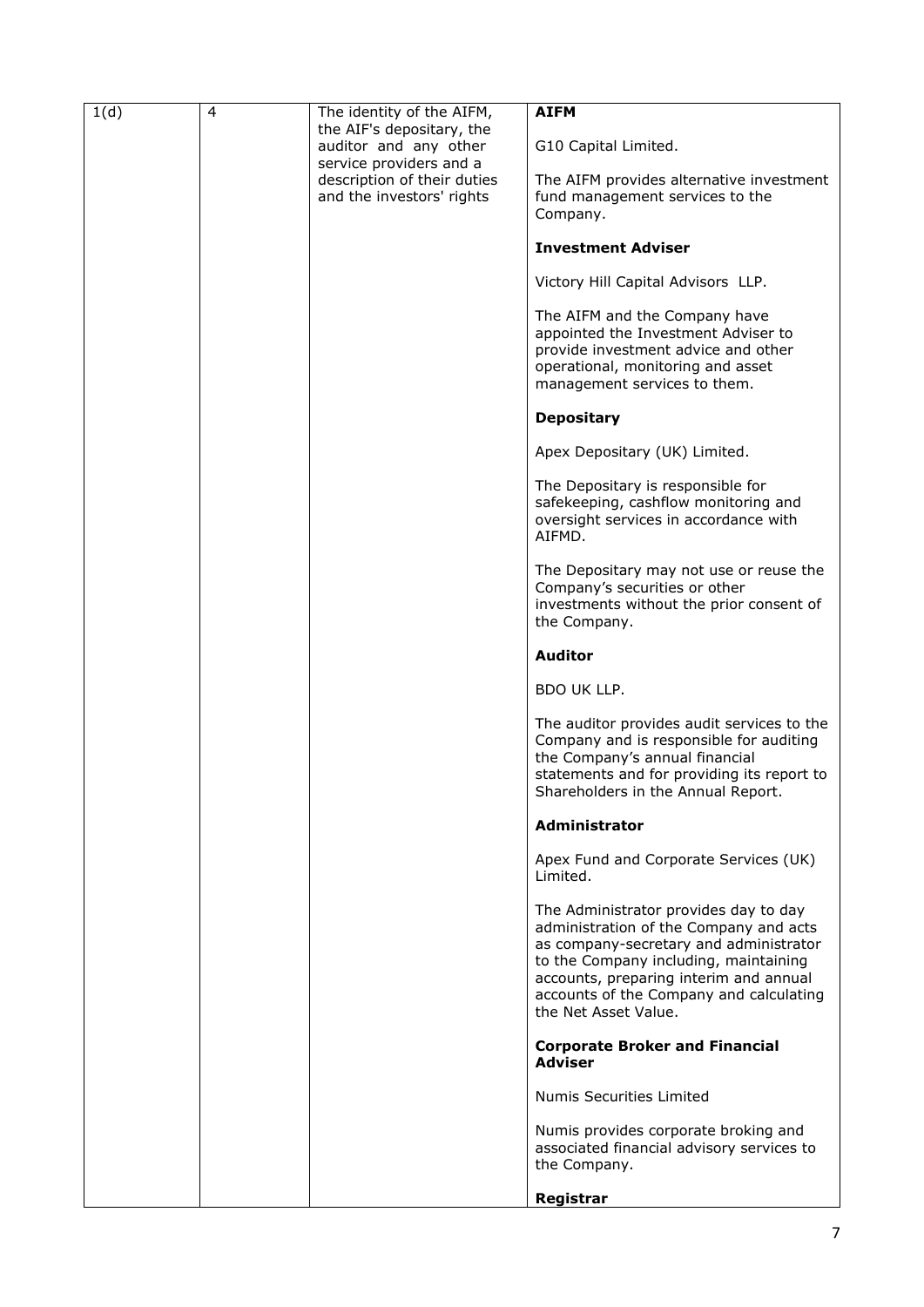| | | | |
|---|---|---|---|
| 1(d) | 4 | The identity of the AIFM, the AIF's depositary, the auditor and any other service providers and a description of their duties and the investors' rights | **AIFM**<br><br>G10 Capital Limited.<br><br>The AIFM provides alternative investment fund management services to the Company.<br><br>**Investment Adviser**<br><br>Victory Hill Capital Advisors LLP.<br><br>The AIFM and the Company have appointed the Investment Adviser to provide investment advice and other operational, monitoring and asset management services to them.<br><br>**Depositary**<br><br>Apex Depositary (UK) Limited.<br><br>The Depositary is responsible for safekeeping, cashflow monitoring and oversight services in accordance with AIFMD.<br><br>The Depositary may not use or reuse the Company's securities or other investments without the prior consent of the Company.<br><br>**Auditor**<br><br>BDO UK LLP.<br><br>The auditor provides audit services to the Company and is responsible for auditing the Company's annual financial statements and for providing its report to Shareholders in the Annual Report.<br><br>**Administrator**<br><br>Apex Fund and Corporate Services (UK) Limited.<br><br>The Administrator provides day to day administration of the Company and acts as company-secretary and administrator to the Company including, maintaining accounts, preparing interim and annual accounts of the Company and calculating the Net Asset Value.<br><br>**Corporate Broker and Financial Adviser**<br><br>Numis Securities Limited<br><br>Numis provides corporate broking and associated financial advisory services to the Company.<br><br>**Registrar** |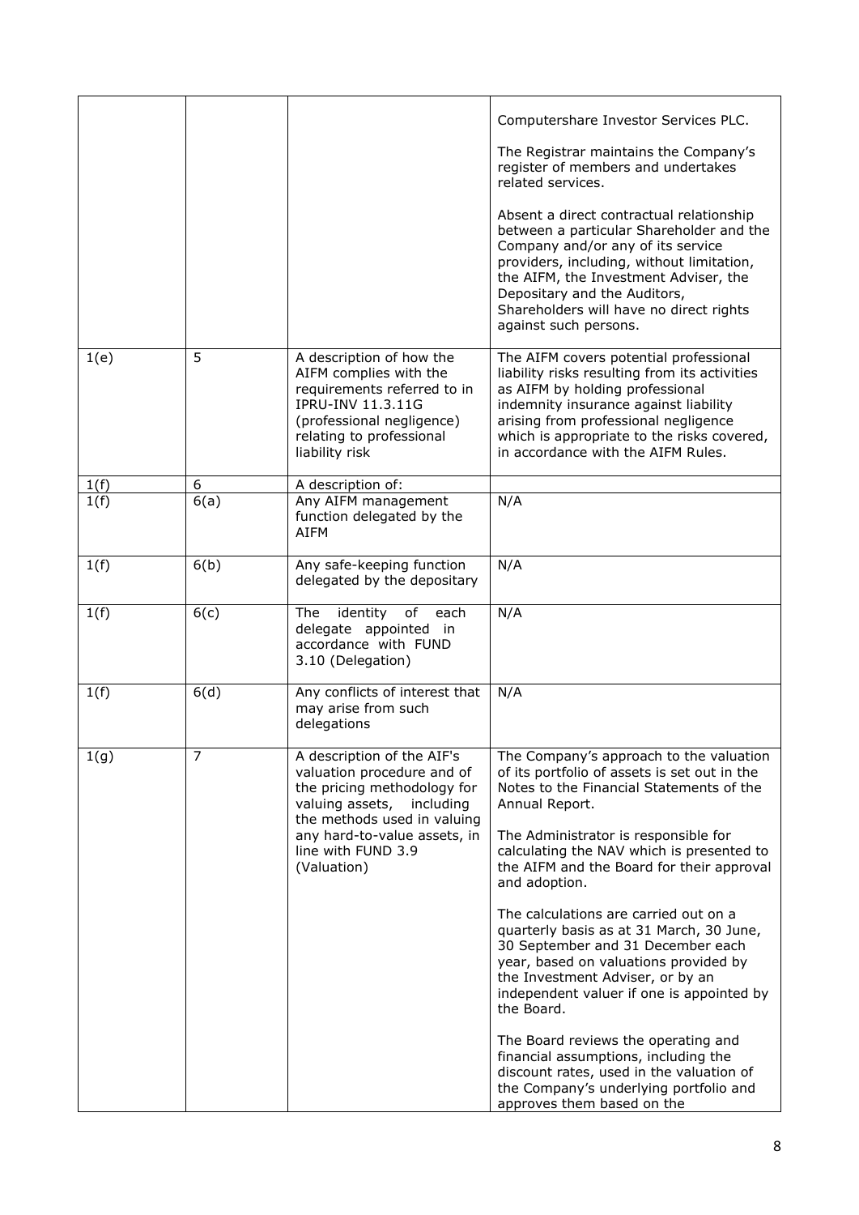| | | | |
|---|---|---|---|
| | | | Computershare Investor Services PLC.<br><br>The Registrar maintains the Company's register of members and undertakes related services.<br><br>Absent a direct contractual relationship between a particular Shareholder and the Company and/or any of its service providers, including, without limitation, the AIFM, the Investment Adviser, the Depositary and the Auditors, Shareholders will have no direct rights against such persons. |
| 1(e) | 5 | A description of how the AIFM complies with the requirements referred to in IPRU-INV 11.3.11G (professional negligence) relating to professional liability risk | The AIFM covers potential professional liability risks resulting from its activities as AIFM by holding professional indemnity insurance against liability arising from professional negligence which is appropriate to the risks covered, in accordance with the AIFM Rules. |
| 1(f) | 6 | A description of: | |
| 1(f) | 6(a) | Any AIFM management function delegated by the AIFM | N/A |
| 1(f) | 6(b) | Any safe-keeping function delegated by the depositary | N/A |
| 1(f) | 6(c) | The identity of each delegate appointed in accordance with FUND 3.10 (Delegation) | N/A |
| 1(f) | 6(d) | Any conflicts of interest that may arise from such delegations | N/A |
| 1(g) | 7 | A description of the AIF's valuation procedure and of the pricing methodology for valuing assets, including the methods used in valuing any hard-to-value assets, in line with FUND 3.9 (Valuation) | The Company's approach to the valuation of its portfolio of assets is set out in the Notes to the Financial Statements of the Annual Report.<br><br>The Administrator is responsible for calculating the NAV which is presented to the AIFM and the Board for their approval and adoption.<br><br>The calculations are carried out on a quarterly basis as at 31 March, 30 June, 30 September and 31 December each year, based on valuations provided by the Investment Adviser, or by an independent valuer if one is appointed by the Board.<br><br>The Board reviews the operating and financial assumptions, including the discount rates, used in the valuation of the Company's underlying portfolio and approves them based on the |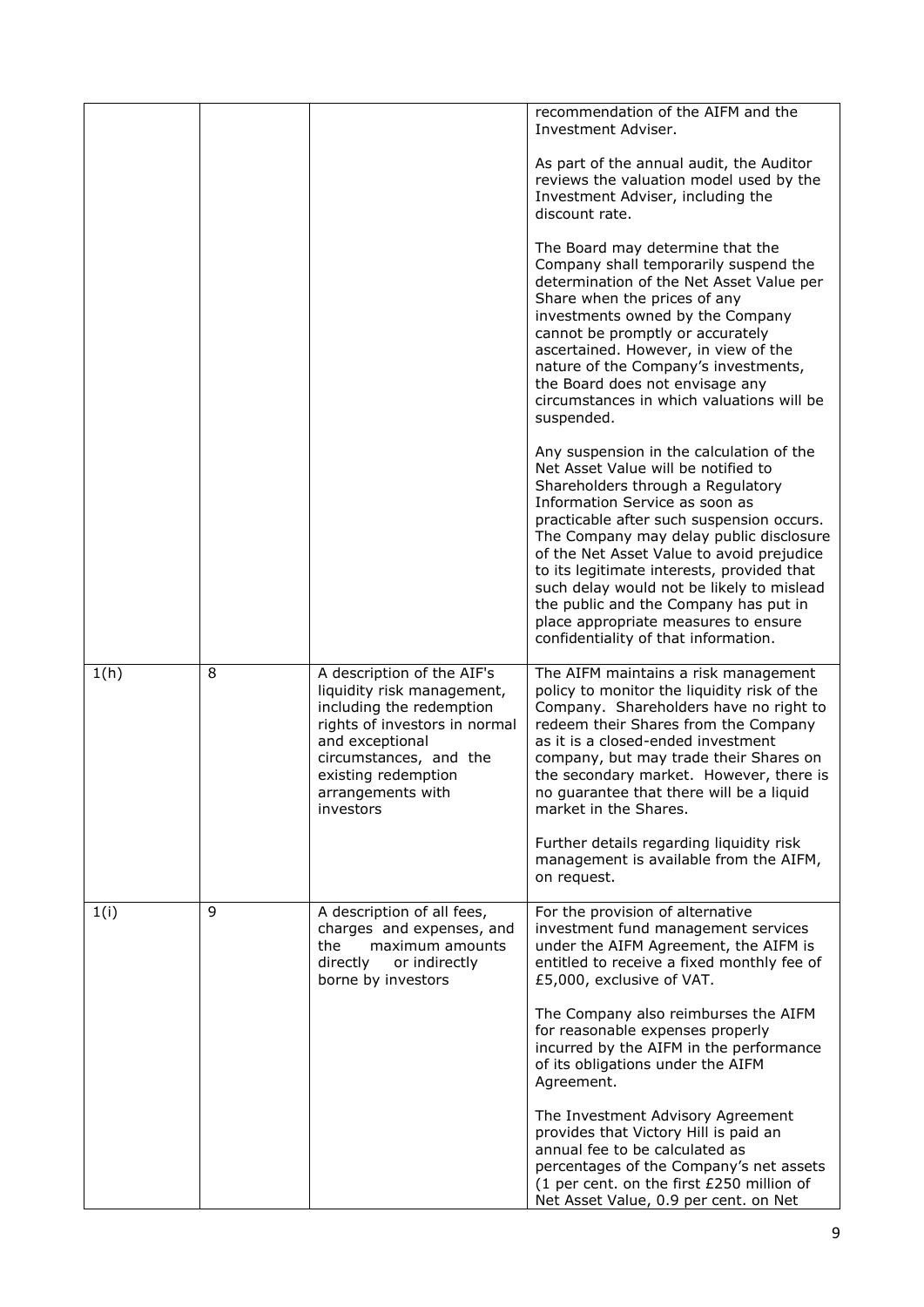| | | | |
|---|---|---|---|
| | | | recommendation of the AIFM and the Investment Adviser.<br><br>As part of the annual audit, the Auditor reviews the valuation model used by the Investment Adviser, including the discount rate.<br><br>The Board may determine that the Company shall temporarily suspend the determination of the Net Asset Value per Share when the prices of any investments owned by the Company cannot be promptly or accurately ascertained. However, in view of the nature of the Company's investments, the Board does not envisage any circumstances in which valuations will be suspended.<br><br>Any suspension in the calculation of the Net Asset Value will be notified to Shareholders through a Regulatory Information Service as soon as practicable after such suspension occurs. The Company may delay public disclosure of the Net Asset Value to avoid prejudice to its legitimate interests, provided that such delay would not be likely to mislead the public and the Company has put in place appropriate measures to ensure confidentiality of that information. |
| 1(h) | 8 | A description of the AIF's liquidity risk management, including the redemption rights of investors in normal and exceptional circumstances, and the existing redemption arrangements with investors | The AIFM maintains a risk management policy to monitor the liquidity risk of the Company. Shareholders have no right to redeem their Shares from the Company as it is a closed-ended investment company, but may trade their Shares on the secondary market. However, there is no guarantee that there will be a liquid market in the Shares.<br><br>Further details regarding liquidity risk management is available from the AIFM, on request. |
| 1(i) | 9 | A description of all fees, charges and expenses, and the maximum amounts directly or indirectly borne by investors | For the provision of alternative investment fund management services under the AIFM Agreement, the AIFM is entitled to receive a fixed monthly fee of £5,000, exclusive of VAT.<br><br>The Company also reimburses the AIFM for reasonable expenses properly incurred by the AIFM in the performance of its obligations under the AIFM Agreement.<br><br>The Investment Advisory Agreement provides that Victory Hill is paid an annual fee to be calculated as percentages of the Company's net assets (1 per cent. on the first £250 million of Net Asset Value, 0.9 per cent. on Net |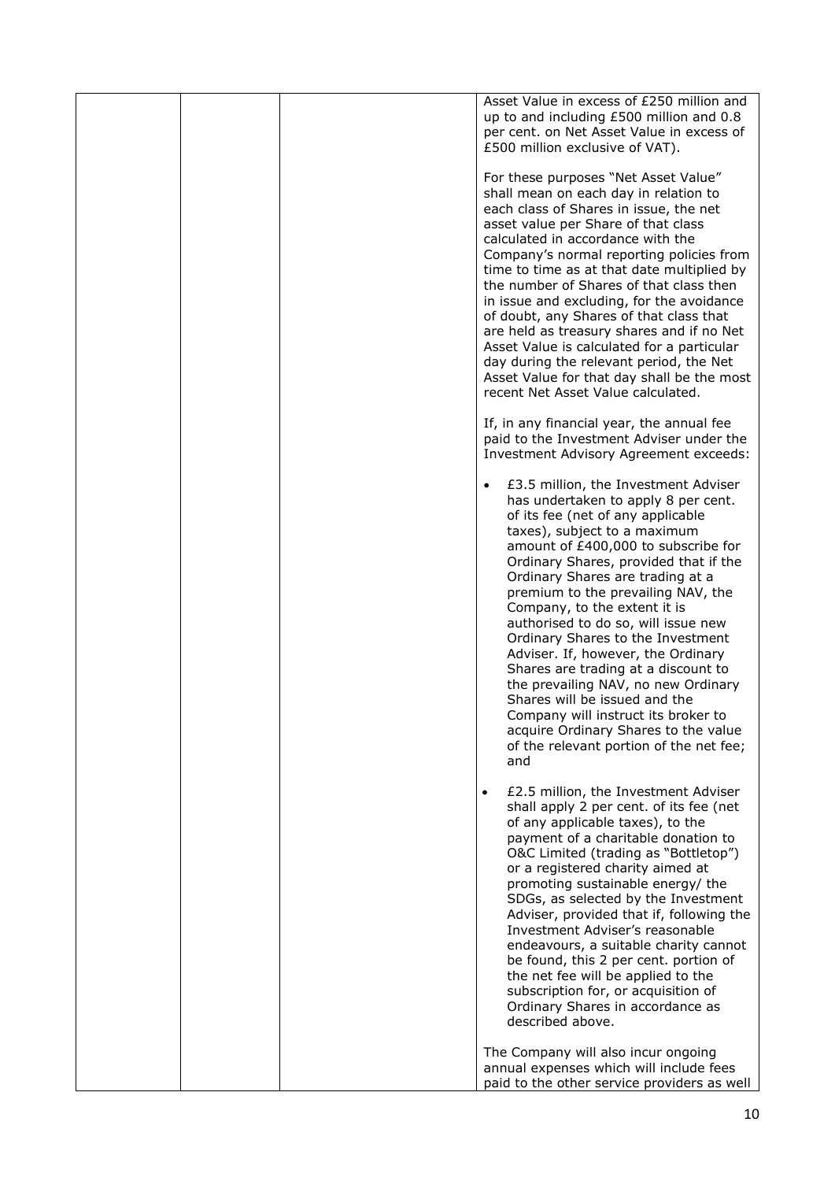| | | | Asset Value in excess of £250 million and up to and including £500 million and 0.8 per cent. on Net Asset Value in excess of £500 million exclusive of VAT).<br><br>For these purposes "Net Asset Value" shall mean on each day in relation to each class of Shares in issue, the net asset value per Share of that class calculated in accordance with the Company's normal reporting policies from time to time as at that date multiplied by the number of Shares of that class then in issue and excluding, for the avoidance of doubt, any Shares of that class that are held as treasury shares and if no Net Asset Value is calculated for a particular day during the relevant period, the Net Asset Value for that day shall be the most recent Net Asset Value calculated.<br><br>If, in any financial year, the annual fee paid to the Investment Adviser under the Investment Advisory Agreement exceeds:<br><br>• £3.5 million, the Investment Adviser has undertaken to apply 8 per cent. of its fee (net of any applicable taxes), subject to a maximum amount of £400,000 to subscribe for Ordinary Shares, provided that if the Ordinary Shares are trading at a premium to the prevailing NAV, the Company, to the extent it is authorised to do so, will issue new Ordinary Shares to the Investment Adviser. If, however, the Ordinary Shares are trading at a discount to the prevailing NAV, no new Ordinary Shares will be issued and the Company will instruct its broker to acquire Ordinary Shares to the value of the relevant portion of the net fee; and<br><br>• £2.5 million, the Investment Adviser shall apply 2 per cent. of its fee (net of any applicable taxes), to the payment of a charitable donation to O&C Limited (trading as "Bottletop") or a registered charity aimed at promoting sustainable energy/ the SDGs, as selected by the Investment Adviser, provided that if, following the Investment Adviser's reasonable endeavours, a suitable charity cannot be found, this 2 per cent. portion of the net fee will be applied to the subscription for, or acquisition of Ordinary Shares in accordance as described above.<br><br>The Company will also incur ongoing annual expenses which will include fees paid to the other service providers as well |
|---|---|---|---|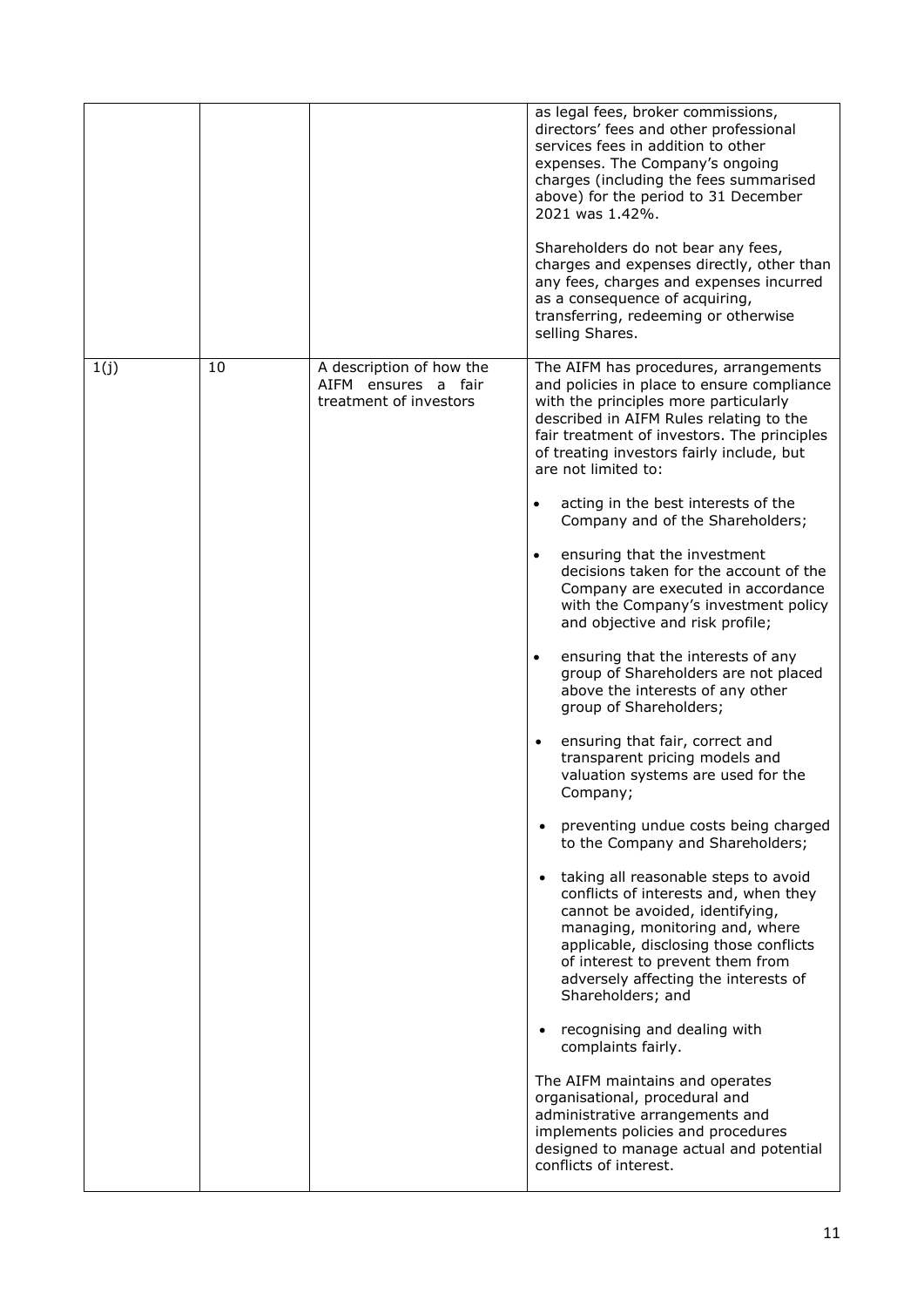| | | | |
|---|---|---|---|
| | | | as legal fees, broker commissions, directors' fees and other professional services fees in addition to other expenses. The Company's ongoing charges (including the fees summarised above) for the period to 31 December 2021 was 1.42%.<br><br>Shareholders do not bear any fees, charges and expenses directly, other than any fees, charges and expenses incurred as a consequence of acquiring, transferring, redeeming or otherwise selling Shares. |
| 1(j) | 10 | A description of how the AIFM ensures a fair treatment of investors | The AIFM has procedures, arrangements and policies in place to ensure compliance with the principles more particularly described in AIFM Rules relating to the fair treatment of investors. The principles of treating investors fairly include, but are not limited to:<br><br>• acting in the best interests of the Company and of the Shareholders;<br><br>• ensuring that the investment decisions taken for the account of the Company are executed in accordance with the Company's investment policy and objective and risk profile;<br><br>• ensuring that the interests of any group of Shareholders are not placed above the interests of any other group of Shareholders;<br><br>• ensuring that fair, correct and transparent pricing models and valuation systems are used for the Company;<br><br>• preventing undue costs being charged to the Company and Shareholders;<br><br>• taking all reasonable steps to avoid conflicts of interests and, when they cannot be avoided, identifying, managing, monitoring and, where applicable, disclosing those conflicts of interest to prevent them from adversely affecting the interests of Shareholders; and<br><br>• recognising and dealing with complaints fairly.<br><br>The AIFM maintains and operates organisational, procedural and administrative arrangements and implements policies and procedures designed to manage actual and potential conflicts of interest. |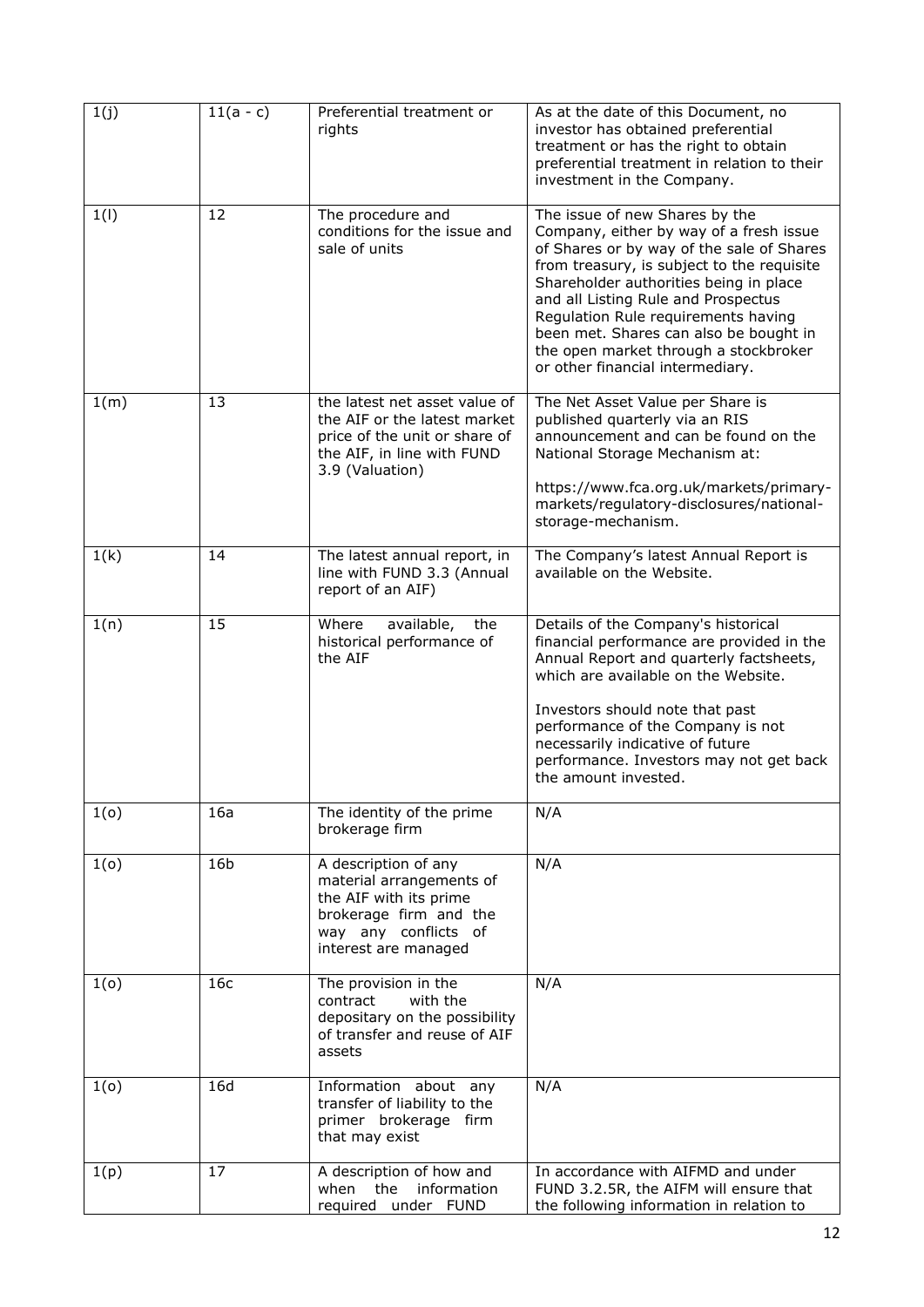| 1(j) | 11(a - c) | Preferential treatment or rights | As at the date of this Document, no investor has obtained preferential treatment or has the right to obtain preferential treatment in relation to their investment in the Company. |
|---|---|---|---|
| 1(l) | 12 | The procedure and conditions for the issue and sale of units | The issue of new Shares by the Company, either by way of a fresh issue of Shares or by way of the sale of Shares from treasury, is subject to the requisite Shareholder authorities being in place and all Listing Rule and Prospectus Regulation Rule requirements having been met. Shares can also be bought in the open market through a stockbroker or other financial intermediary. |
| 1(m) | 13 | the latest net asset value of the AIF or the latest market price of the unit or share of the AIF, in line with FUND 3.9 (Valuation) | The Net Asset Value per Share is published quarterly via an RIS announcement and can be found on the National Storage Mechanism at:<br><br>https://www.fca.org.uk/markets/primary-markets/regulatory-disclosures/national-storage-mechanism. |
| 1(k) | 14 | The latest annual report, in line with FUND 3.3 (Annual report of an AIF) | The Company's latest Annual Report is available on the Website. |
| 1(n) | 15 | Where available, the historical performance of the AIF | Details of the Company's historical financial performance are provided in the Annual Report and quarterly factsheets, which are available on the Website.<br><br>Investors should note that past performance of the Company is not necessarily indicative of future performance. Investors may not get back the amount invested. |
| 1(o) | 16a | The identity of the prime brokerage firm | N/A |
| 1(o) | 16b | A description of any material arrangements of the AIF with its prime brokerage firm and the way any conflicts of interest are managed | N/A |
| 1(o) | 16c | The provision in the contract with the depositary on the possibility of transfer and reuse of AIF assets | N/A |
| 1(o) | 16d | Information about any transfer of liability to the primer brokerage firm that may exist | N/A |
| 1(p) | 17 | A description of how and when the information required under FUND | In accordance with AIFMD and under FUND 3.2.5R, the AIFM will ensure that the following information in relation to |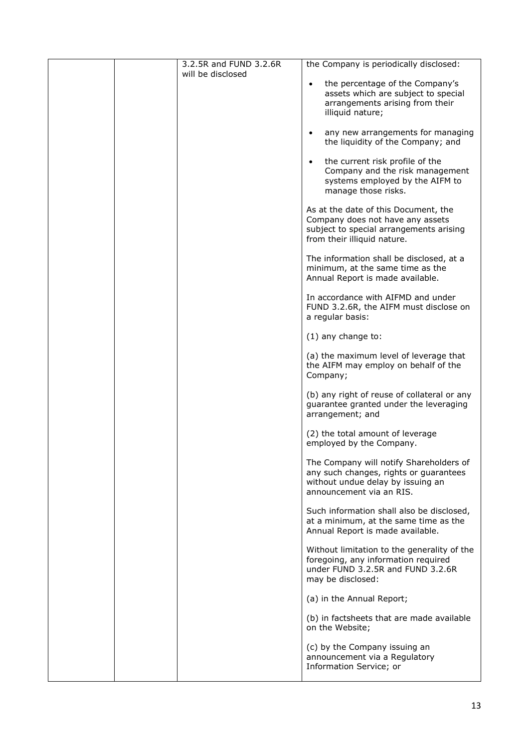|  |  | 3.2.5R and FUND 3.2.6R will be disclosed | the Company is periodically disclosed:<br><br>• the percentage of the Company's assets which are subject to special arrangements arising from their illiquid nature;<br><br>• any new arrangements for managing the liquidity of the Company; and<br><br>• the current risk profile of the Company and the risk management systems employed by the AIFM to manage those risks.<br><br>As at the date of this Document, the Company does not have any assets subject to special arrangements arising from their illiquid nature.<br><br>The information shall be disclosed, at a minimum, at the same time as the Annual Report is made available.<br><br>In accordance with AIFMD and under FUND 3.2.6R, the AIFM must disclose on a regular basis:<br><br>(1) any change to:<br><br>(a) the maximum level of leverage that the AIFM may employ on behalf of the Company;<br><br>(b) any right of reuse of collateral or any guarantee granted under the leveraging arrangement; and<br><br>(2) the total amount of leverage employed by the Company.<br><br>The Company will notify Shareholders of any such changes, rights or guarantees without undue delay by issuing an announcement via an RIS.<br><br>Such information shall also be disclosed, at a minimum, at the same time as the Annual Report is made available.<br><br>Without limitation to the generality of the foregoing, any information required under FUND 3.2.5R and FUND 3.2.6R may be disclosed:<br><br>(a) in the Annual Report;<br><br>(b) in factsheets that are made available on the Website;<br><br>(c) by the Company issuing an announcement via a Regulatory Information Service; or |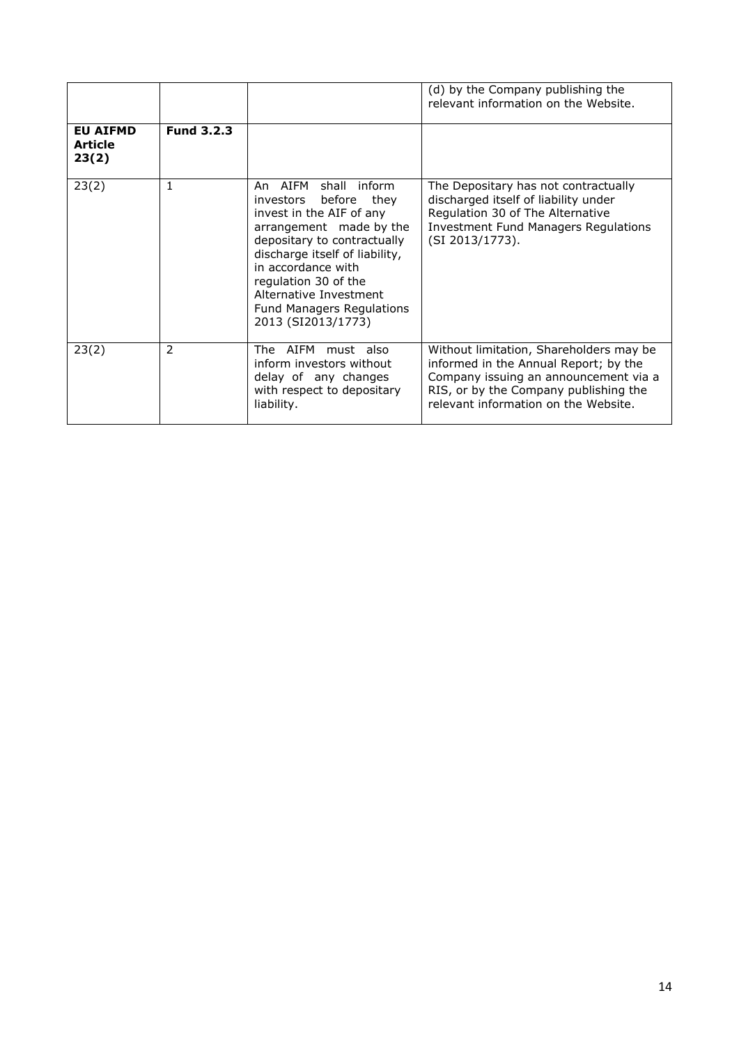| | | | |
|---|---|---|---|
| | | | (d) by the Company publishing the relevant information on the Website. |
| **EU AIFMD Article 23(2)** | **Fund 3.2.3** | | |
| 23(2) | 1 | An AIFM shall inform investors before they invest in the AIF of any arrangement made by the depositary to contractually discharge itself of liability, in accordance with regulation 30 of the Alternative Investment Fund Managers Regulations 2013 (SI2013/1773) | The Depositary has not contractually discharged itself of liability under Regulation 30 of The Alternative Investment Fund Managers Regulations (SI 2013/1773). |
| 23(2) | 2 | The AIFM must also inform investors without delay of any changes with respect to depositary liability. | Without limitation, Shareholders may be informed in the Annual Report; by the Company issuing an announcement via a RIS, or by the Company publishing the relevant information on the Website. |